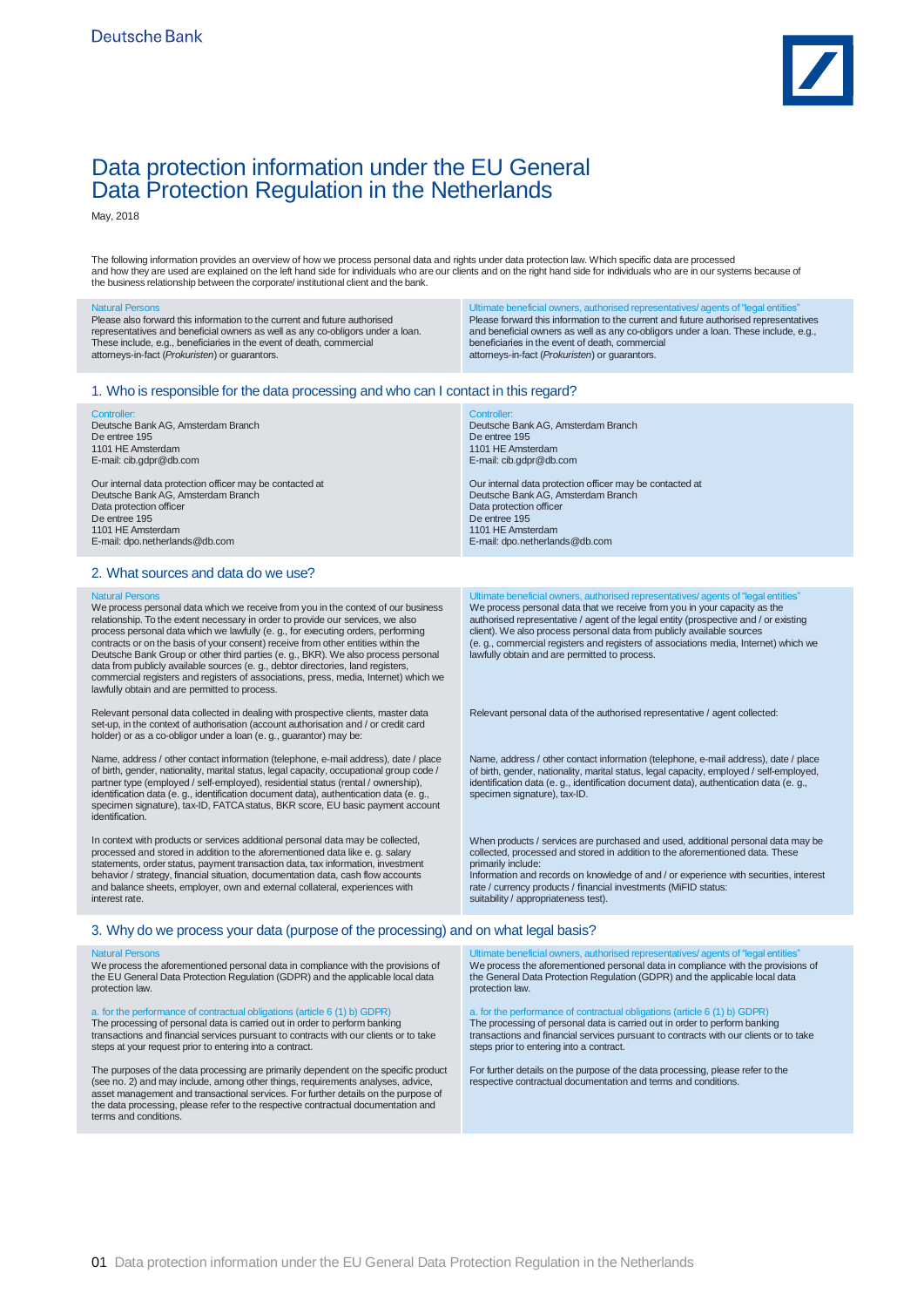Deutsche Bank

# Data protection information under the EU General Data Protection Regulation in the Netherlands

May, 2018

The following information provides an overview of how we process personal data and rights under data protection law. Which specific data are processed and how they are used are explained on the left hand side for individuals who are our clients and on the right hand side for individuals who are in our systems because of the business relationship between the corporate/ institutional client and the bank.

Natural Persons
Please also forward this information to the current and future authorised representatives and beneficial owners as well as any co-obligors under a loan. These include, e.g., beneficiaries in the event of death, commercial attorneys-in-fact (*Prokuristen*) or guarantors.

Ultimate beneficial owners, authorised representatives/ agents of "legal entities"
Please forward this information to the current and future authorised representatives and beneficial owners as well as any co-obligors under a loan. These include, e.g., beneficiaries in the event of death, commercial attorneys-in-fact (*Prokuristen*) or guarantors.

## 1. Who is responsible for the data processing and who can I contact in this regard?

Controller:
Deutsche Bank AG, Amsterdam Branch
De entree 195
1101 HE Amsterdam
E-mail: cib.gdpr@db.com

Our internal data protection officer may be contacted at
Deutsche Bank AG, Amsterdam Branch
Data protection officer
De entree 195
1101 HE Amsterdam
E-mail: dpo.netherlands@db.com

Controller:
Deutsche Bank AG, Amsterdam Branch
De entree 195
1101 HE Amsterdam
E-mail: cib.gdpr@db.com

Our internal data protection officer may be contacted at
Deutsche Bank AG, Amsterdam Branch
Data protection officer
De entree 195
1101 HE Amsterdam
E-mail: dpo.netherlands@db.com

## 2. What sources and data do we use?

Natural Persons
We process personal data which we receive from you in the context of our business relationship. To the extent necessary in order to provide our services, we also process personal data which we lawfully (e. g., for executing orders, performing contracts or on the basis of your consent) receive from other entities within the Deutsche Bank Group or other third parties (e. g., BKR). We also process personal data from publicly available sources (e. g., debtor directories, land registers, commercial registers and registers of associations, press, media, Internet) which we lawfully obtain and are permitted to process.

Relevant personal data collected in dealing with prospective clients, master data set-up, in the context of authorisation (account authorisation and / or credit card holder) or as a co-obligor under a loan (e. g., guarantor) may be:

Name, address / other contact information (telephone, e-mail address), date / place of birth, gender, nationality, marital status, legal capacity, occupational group code / partner type (employed / self-employed), residential status (rental / ownership), identification data (e. g., identification document data), authentication data (e. g., specimen signature), tax-ID, FATCA status, BKR score, EU basic payment account identification.

In context with products or services additional personal data may be collected, processed and stored in addition to the aforementioned data like e. g. salary statements, order status, payment transaction data, tax information, investment behavior / strategy, financial situation, documentation data, cash flow accounts and balance sheets, employer, own and external collateral, experiences with interest rate.

Ultimate beneficial owners, authorised representatives/ agents of "legal entities"
We process personal data that we receive from you in your capacity as the authorised representative / agent of the legal entity (prospective and / or existing client). We also process personal data from publicly available sources (e. g., commercial registers and registers of associations media, Internet) which we lawfully obtain and are permitted to process.

Relevant personal data of the authorised representative / agent collected:

Name, address / other contact information (telephone, e-mail address), date / place of birth, gender, nationality, marital status, legal capacity, employed / self-employed, identification data (e. g., identification document data), authentication data (e. g., specimen signature), tax-ID.

When products / services are purchased and used, additional personal data may be collected, processed and stored in addition to the aforementioned data. These primarily include:
Information and records on knowledge of and / or experience with securities, interest rate / currency products / financial investments (MiFID status: suitability / appropriateness test).

## 3. Why do we process your data (purpose of the processing) and on what legal basis?

Natural Persons
We process the aforementioned personal data in compliance with the provisions of the EU General Data Protection Regulation (GDPR) and the applicable local data protection law.

a. for the performance of contractual obligations (article 6 (1) b) GDPR)
The processing of personal data is carried out in order to perform banking transactions and financial services pursuant to contracts with our clients or to take steps at your request prior to entering into a contract.

The purposes of the data processing are primarily dependent on the specific product (see no. 2) and may include, among other things, requirements analyses, advice, asset management and transactional services. For further details on the purpose of the data processing, please refer to the respective contractual documentation and terms and conditions.

Ultimate beneficial owners, authorised representatives/ agents of "legal entities"
We process the aforementioned personal data in compliance with the provisions of the General Data Protection Regulation (GDPR) and the applicable local data protection law.

a. for the performance of contractual obligations (article 6 (1) b) GDPR)
The processing of personal data is carried out in order to perform banking transactions and financial services pursuant to contracts with our clients or to take steps at your request prior to entering into a contract.

For further details on the purpose of the data processing, please refer to the respective contractual documentation and terms and conditions.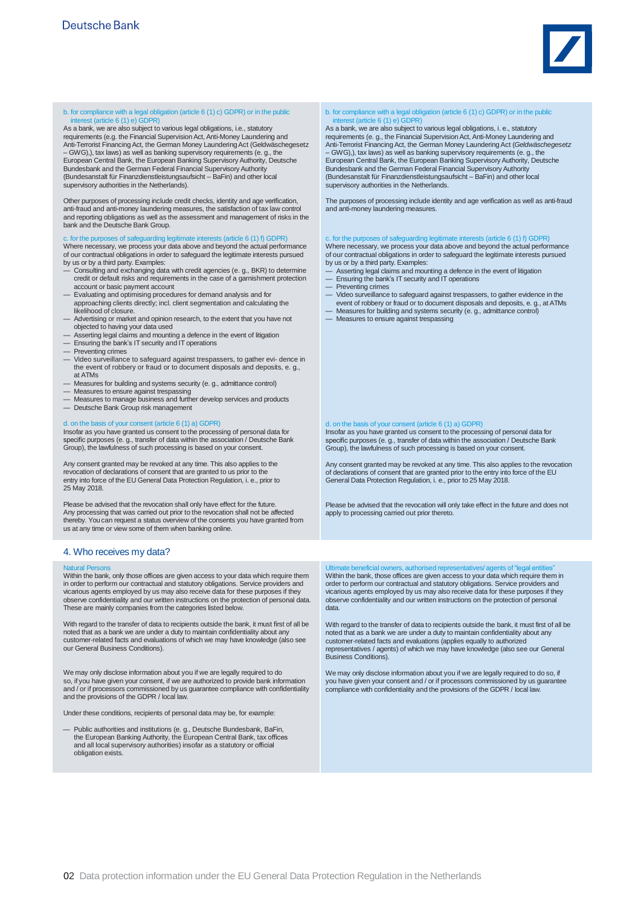b. for compliance with a legal obligation (article 6 (1) c) GDPR) or in the public interest (article 6 (1) e) GDPR)

As a bank, we are also subject to various legal obligations, i.e., statutory requirements (e.g. the Financial Supervision Act, Anti-Money Laundering and Anti-Terrorist Financing Act, the German Money Laundering Act (Geldwäschegesetz – GWG),), tax laws) as well as banking supervisory requirements (e. g., the European Central Bank, the European Banking Supervisory Authority, Deutsche Bundesbank and the German Federal Financial Supervisory Authority (Bundesanstalt für Finanzdienstleistungsaufsicht – BaFin) and other local supervisory authorities in the Netherlands).

Other purposes of processing include credit checks, identity and age verification, anti-fraud and anti-money laundering measures, the satisfaction of tax law control and reporting obligations as well as the assessment and management of risks in the bank and the Deutsche Bank Group.

c. for the purposes of safeguarding legitimate interests (article 6 (1) f) GDPR)

Where necessary, we process your data above and beyond the actual performance of our contractual obligations in order to safeguard the legitimate interests pursued by us or by a third party. Examples:

- Consulting and exchanging data with credit agencies (e. g., BKR) to determine credit or default risks and requirements in the case of a garnishment protection account or basic payment account
- Evaluating and optimising procedures for demand analysis and for approaching clients directly; incl. client segmentation and calculating the likelihood of closure.
- Advertising or market and opinion research, to the extent that you have not objected to having your data used
- Asserting legal claims and mounting a defence in the event of litigation
- Ensuring the bank's IT security and IT operations
- Preventing crimes
- Video surveillance to safeguard against trespassers, to gather evi- dence in the event of robbery or fraud or to document disposals and deposits, e. g., at ATMs
- Measures for building and systems security (e. g., admittance control)
- Measures to ensure against trespassing
- Measures to manage business and further develop services and products
- Deutsche Bank Group risk management

d. on the basis of your consent (article 6 (1) a) GDPR)

Insofar as you have granted us consent to the processing of personal data for specific purposes (e. g., transfer of data within the association / Deutsche Bank Group), the lawfulness of such processing is based on your consent.

Any consent granted may be revoked at any time. This also applies to the revocation of declarations of consent that are granted to us prior to the entry into force of the EU General Data Protection Regulation, i. e., prior to 25 May 2018.

Please be advised that the revocation shall only have effect for the future. Any processing that was carried out prior to the revocation shall not be affected thereby. You can request a status overview of the consents you have granted from us at any time or view some of them when banking online.

b. for compliance with a legal obligation (article 6 (1) c) GDPR) or in the public interest (article 6 (1) e) GDPR)

As a bank, we are also subject to various legal obligations, i. e., statutory requirements (e. g., the Financial Supervision Act, Anti-Money Laundering and Anti-Terrorist Financing Act, the German Money Laundering Act (*Geldwäschegesetz* – GWG),), tax laws) as well as banking supervisory requirements (e. g., the European Central Bank, the European Banking Supervisory Authority, Deutsche Bundesbank and the German Federal Financial Supervisory Authority (Bundesanstalt für Finanzdienstleistungsaufsicht – BaFin) and other local supervisory authorities in the Netherlands).

The purposes of processing include identity and age verification as well as anti-fraud and anti-money laundering measures.

c. for the purposes of safeguarding legitimate interests (article 6 (1) f) GDPR)

Where necessary, we process your data above and beyond the actual performance of our contractual obligations in order to safeguard the legitimate interests pursued by us or by a third party. Examples:

- Asserting legal claims and mounting a defence in the event of litigation
- Ensuring the bank's IT security and IT operations
- Preventing crimes
- Video surveillance to safeguard against trespassers, to gather evidence in the event of robbery or fraud or to document disposals and deposits, e. g., at ATMs
- Measures for building and systems security (e. g., admittance control)
- Measures to ensure against trespassing

d. on the basis of your consent (article 6 (1) a) GDPR)

Insofar as you have granted us consent to the processing of personal data for specific purposes (e. g., transfer of data within the association / Deutsche Bank Group), the lawfulness of such processing is based on your consent.

Any consent granted may be revoked at any time. This also applies to the revocation of declarations of consent that are granted prior to the entry into force of the EU General Data Protection Regulation, i. e., prior to 25 May 2018.

Please be advised that the revocation will only take effect in the future and does not apply to processing carried out prior thereto.

## 4. Who receives my data?

Natural Persons

Within the bank, only those offices are given access to your data which require them in order to perform our contractual and statutory obligations. Service providers and vicarious agents employed by us may also receive data for these purposes if they observe confidentiality and our written instructions on the protection of personal data. These are mainly companies from the categories listed below.

With regard to the transfer of data to recipients outside the bank, it must first of all be noted that as a bank we are under a duty to maintain confidentiality about any customer-related facts and evaluations of which we may have knowledge (also see our General Business Conditions).

We may only disclose information about you if we are legally required to do so, if you have given your consent, if we are authorized to provide bank information and / or if processors commissioned by us guarantee compliance with confidentiality and the provisions of the GDPR / local law.

Under these conditions, recipients of personal data may be, for example:

- Public authorities and institutions (e. g., Deutsche Bundesbank, BaFin, the European Banking Authority, the European Central Bank, tax offices and all local supervisory authorities) insofar as a statutory or official obligation exists.

Ultimate beneficial owners, authorised representatives/ agents of "legal entities"

Within the bank, those offices are given access to your data which require them in order to perform our contractual and statutory obligations. Service providers and vicarious agents employed by us may also receive data for these purposes if they observe confidentiality and our written instructions on the protection of personal data.

With regard to the transfer of data to recipients outside the bank, it must first of all be noted that as a bank we are under a duty to maintain confidentiality about any customer-related facts and evaluations (applies equally to authorized representatives / agents) of which we may have knowledge (also see our General Business Conditions).

We may only disclose information about you if we are legally required to do so, if you have given your consent and / or if processors commissioned by us guarantee compliance with confidentiality and the provisions of the GDPR / local law.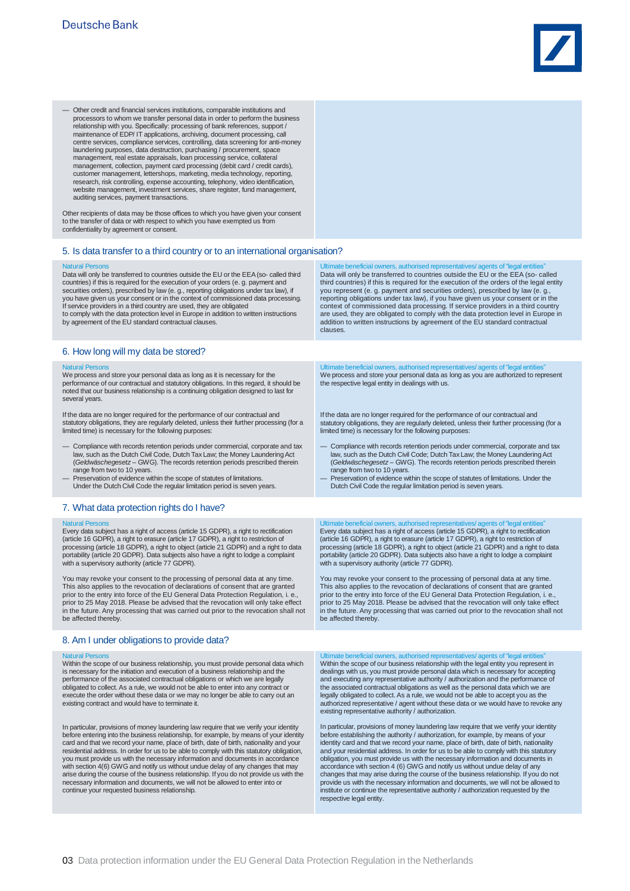- Other credit and financial services institutions, comparable institutions and processors to whom we transfer personal data in order to perform the business relationship with you. Specifically: processing of bank references, support / maintenance of EDP/ IT applications, archiving, document processing, call centre services, compliance services, controlling, data screening for anti-money laundering purposes, data destruction, purchasing / procurement, space management, real estate appraisals, loan processing service, collateral management, collection, payment card processing (debit card / credit cards), customer management, lettershops, marketing, media technology, reporting, research, risk controlling, expense accounting, telephony, video identification, website management, investment services, share register, fund management, auditing services, payment transactions.

Other recipients of data may be those offices to which you have given your consent to the transfer of data or with respect to which you have exempted us from confidentiality by agreement or consent.

## 5. Is data transfer to a third country or to an international organisation?

**Natural Persons**

Data will only be transferred to countries outside the EU or the EEA (so- called third countries) if this is required for the execution of your orders (e. g. payment and securities orders), prescribed by law (e. g., reporting obligations under tax law), if you have given us your consent or in the context of commissioned data processing. If service providers in a third country are used, they are obligated to comply with the data protection level in Europe in addition to written instructions by agreement of the EU standard contractual clauses.

**Ultimate beneficial owners, authorised representatives/ agents of "legal entities"**

Data will only be transferred to countries outside the EU or the EEA (so- called third countries) if this is required for the execution of the orders of the legal entity you represent (e. g. payment and securities orders), prescribed by law (e. g., reporting obligations under tax law), if you have given us your consent or in the context of commissioned data processing. If service providers in a third country are used, they are obligated to comply with the data protection level in Europe in addition to written instructions by agreement of the EU standard contractual clauses.

## 6. How long will my data be stored?

**Natural Persons**

We process and store your personal data as long as it is necessary for the performance of our contractual and statutory obligations. In this regard, it should be noted that our business relationship is a continuing obligation designed to last for several years.

If the data are no longer required for the performance of our contractual and statutory obligations, they are regularly deleted, unless their further processing (for a limited time) is necessary for the following purposes:

- Compliance with records retention periods under commercial, corporate and tax law, such as the Dutch Civil Code, Dutch Tax Law; the Money Laundering Act (*Geldwäschegesetz* – GWG). The records retention periods prescribed therein range from two to 10 years.
- Preservation of evidence within the scope of statutes of limitations. Under the Dutch Civil Code the regular limitation period is seven years.

**Ultimate beneficial owners, authorised representatives/ agents of "legal entities"**

We process and store your personal data as long as you are authorized to represent the respective legal entity in dealings with us.

If the data are no longer required for the performance of our contractual and statutory obligations, they are regularly deleted, unless their further processing (for a limited time) is necessary for the following purposes:

- Compliance with records retention periods under commercial, corporate and tax law, such as the Dutch Civil Code; Dutch Tax Law; the Money Laundering Act (*Geldwäschegesetz* – GWG). The records retention periods prescribed therein range from two to 10 years.
- Preservation of evidence within the scope of statutes of limitations. Under the Dutch Civil Code the regular limitation period is seven years.

## 7. What data protection rights do I have?

**Natural Persons**

Every data subject has a right of access (article 15 GDPR), a right to rectification (article 16 GDPR), a right to erasure (article 17 GDPR), a right to restriction of processing (article 18 GDPR), a right to object (article 21 GDPR) and a right to data portability (article 20 GDPR). Data subjects also have a right to lodge a complaint with a supervisory authority (article 77 GDPR).

You may revoke your consent to the processing of personal data at any time. This also applies to the revocation of declarations of consent that are granted prior to the entry into force of the EU General Data Protection Regulation, i. e., prior to 25 May 2018. Please be advised that the revocation will only take effect in the future. Any processing that was carried out prior to the revocation shall not be affected thereby.

**Ultimate beneficial owners, authorised representatives/ agents of "legal entities"**

Every data subject has a right of access (article 15 GDPR), a right to rectification (article 16 GDPR), a right to erasure (article 17 GDPR), a right to restriction of processing (article 18 GDPR), a right to object (article 21 GDPR) and a right to data portability (article 20 GDPR). Data subjects also have a right to lodge a complaint with a supervisory authority (article 77 GDPR).

You may revoke your consent to the processing of personal data at any time. This also applies to the revocation of declarations of consent that are granted prior to the entry into force of the EU General Data Protection Regulation, i. e., prior to 25 May 2018. Please be advised that the revocation will only take effect in the future. Any processing that was carried out prior to the revocation shall not be affected thereby.

## 8. Am I under obligations to provide data?

**Natural Persons**

Within the scope of our business relationship, you must provide personal data which is necessary for the initiation and execution of a business relationship and the performance of the associated contractual obligations or which we are legally obligated to collect. As a rule, we would not be able to enter into any contract or execute the order without these data or we may no longer be able to carry out an existing contract and would have to terminate it.

In particular, provisions of money laundering law require that we verify your identity before entering into the business relationship, for example, by means of your identity card and that we record your name, place of birth, date of birth, nationality and your residential address. In order for us to be able to comply with this statutory obligation, you must provide us with the necessary information and documents in accordance with section 4(6) GWG and notify us without undue delay of any changes that may arise during the course of the business relationship. If you do not provide us with the necessary information and documents, we will not be allowed to enter into or continue your requested business relationship.

**Ultimate beneficial owners, authorised representatives/ agents of "legal entities"**

Within the scope of our business relationship with the legal entity you represent in dealings with us, you must provide personal data which is necessary for accepting and executing any representative authority / authorization and the performance of the associated contractual obligations as well as the personal data which we are legally obligated to collect. As a rule, we would not be able to accept you as the authorized representative / agent without these data or we would have to revoke any existing representative authority / authorization.

In particular, provisions of money laundering law require that we verify your identity before establishing the authority / authorization, for example, by means of your identity card and that we record your name, place of birth, date of birth, nationality and your residential address. In order for us to be able to comply with this statutory obligation, you must provide us with the necessary information and documents in accordance with section 4 (6) GWG and notify us without undue delay of any changes that may arise during the course of the business relationship. If you do not provide us with the necessary information and documents, we will not be allowed to institute or continue the representative authority / authorization requested by the respective legal entity.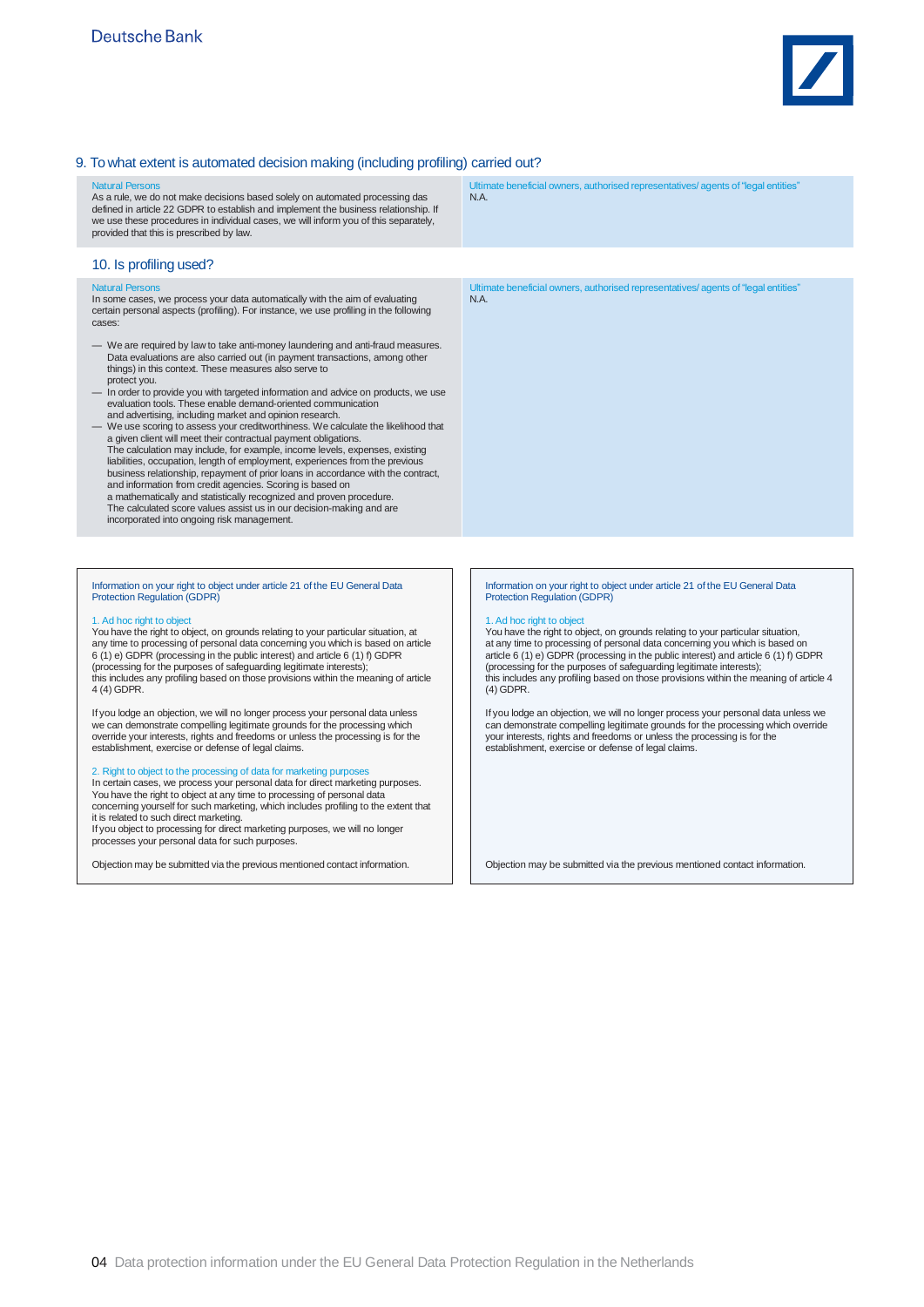## 9. To what extent is automated decision making (including profiling) carried out?

**Natural Persons**

As a rule, we do not make decisions based solely on automated processing das defined in article 22 GDPR to establish and implement the business relationship. If we use these procedures in individual cases, we will inform you of this separately, provided that this is prescribed by law.

**Ultimate beneficial owners, authorised representatives/ agents of "legal entities"**

N.A.

## 10. Is profiling used?

**Natural Persons**

In some cases, we process your data automatically with the aim of evaluating certain personal aspects (profiling). For instance, we use profiling in the following cases:

- We are required by law to take anti-money laundering and anti-fraud measures. Data evaluations are also carried out (in payment transactions, among other things) in this context. These measures also serve to protect you.
- In order to provide you with targeted information and advice on products, we use evaluation tools. These enable demand-oriented communication and advertising, including market and opinion research.
- We use scoring to assess your creditworthiness. We calculate the likelihood that a given client will meet their contractual payment obligations. The calculation may include, for example, income levels, expenses, existing liabilities, occupation, length of employment, experiences from the previous business relationship, repayment of prior loans in accordance with the contract, and information from credit agencies. Scoring is based on a mathematically and statistically recognized and proven procedure. The calculated score values assist us in our decision-making and are incorporated into ongoing risk management.

**Ultimate beneficial owners, authorised representatives/ agents of "legal entities"**

N.A.

---

**Information on your right to object under article 21 of the EU General Data Protection Regulation (GDPR)**

1. Ad hoc right to object

You have the right to object, on grounds relating to your particular situation, at any time to processing of personal data concerning you which is based on article 6 (1) e) GDPR (processing in the public interest) and article 6 (1) f) GDPR (processing for the purposes of safeguarding legitimate interests); this includes any profiling based on those provisions within the meaning of article 4 (4) GDPR.

If you lodge an objection, we will no longer process your personal data unless we can demonstrate compelling legitimate grounds for the processing which override your interests, rights and freedoms or unless the processing is for the establishment, exercise or defense of legal claims.

2. Right to object to the processing of data for marketing purposes

In certain cases, we process your personal data for direct marketing purposes. You have the right to object at any time to processing of personal data concerning yourself for such marketing, which includes profiling to the extent that it is related to such direct marketing.
If you object to processing for direct marketing purposes, we will no longer processes your personal data for such purposes.

Objection may be submitted via the previous mentioned contact information.

---

**Information on your right to object under article 21 of the EU General Data Protection Regulation (GDPR)**

1. Ad hoc right to object

You have the right to object, on grounds relating to your particular situation, at any time to processing of personal data concerning you which is based on article 6 (1) e) GDPR (processing in the public interest) and article 6 (1) f) GDPR (processing for the purposes of safeguarding legitimate interests); this includes any profiling based on those provisions within the meaning of article 4 (4) GDPR.

If you lodge an objection, we will no longer process your personal data unless we can demonstrate compelling legitimate grounds for the processing which override your interests, rights and freedoms or unless the processing is for the establishment, exercise or defense of legal claims.

Objection may be submitted via the previous mentioned contact information.